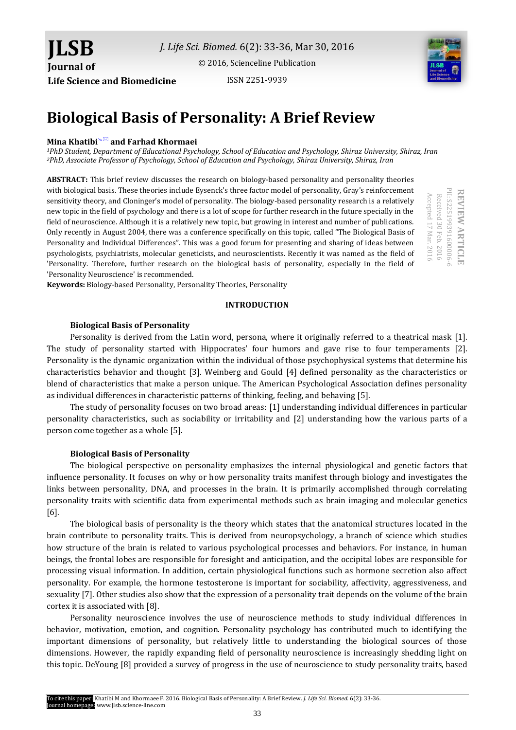# Biological Basis of Personality: A Brief Review

**Mina Khatibi**[1] **and Farhad Khormaei**[2]

[1]*PhD Student, Department of Educational Psychology, School of Education and Psychology, Shiraz University, Shiraz, Iran*
[2]*PhD, Associate Professor of Psychology, School of Education and Psychology, Shiraz University, Shiraz, Iran*

**REVIEW ARTICLE**
PII: S225199391600006-6
Received 30 Feb. 2016
Accepted 17 Mar. 2016

**ABSTRACT:** This brief review discusses the research on biology-based personality and personality theories with biological basis. These theories include Eysenck's three factor model of personality, Gray's reinforcement sensitivity theory, and Cloninger's model of personality. The biology-based personality research is a relatively new topic in the field of psychology and there is a lot of scope for further research in the future specially in the field of neuroscience. Although it is a relatively new topic, but growing in interest and number of publications. Only recently in August 2004, there was a conference specifically on this topic, called "The Biological Basis of Personality and Individual Differences". This was a good forum for presenting and sharing of ideas between psychologists, psychiatrists, molecular geneticists, and neuroscientists. Recently it was named as the field of 'Personality. Therefore, further research on the biological basis of personality, especially in the field of 'Personality Neuroscience' is recommended.

**Keywords:** Biology-based Personality, Personality Theories, Personality

## INTRODUCTION

### Biological Basis of Personality

Personality is derived from the Latin word, persona, where it originally referred to a theatrical mask [1]. The study of personality started with Hippocrates' four humors and gave rise to four temperaments [2]. Personality is the dynamic organization within the individual of those psychophysical systems that determine his characteristics behavior and thought [3]. Weinberg and Gould [4] defined personality as the characteristics or blend of characteristics that make a person unique. The American Psychological Association defines personality as individual differences in characteristic patterns of thinking, feeling, and behaving [5].

The study of personality focuses on two broad areas: [1] understanding individual differences in particular personality characteristics, such as sociability or irritability and [2] understanding how the various parts of a person come together as a whole [5].

### Biological Basis of Personality

The biological perspective on personality emphasizes the internal physiological and genetic factors that influence personality. It focuses on why or how personality traits manifest through biology and investigates the links between personality, DNA, and processes in the brain. It is primarily accomplished through correlating personality traits with scientific data from experimental methods such as brain imaging and molecular genetics [6].

The biological basis of personality is the theory which states that the anatomical structures located in the brain contribute to personality traits. This is derived from neuropsychology, a branch of science which studies how structure of the brain is related to various psychological processes and behaviors. For instance, in human beings, the frontal lobes are responsible for foresight and anticipation, and the occipital lobes are responsible for processing visual information. In addition, certain physiological functions such as hormone secretion also affect personality. For example, the hormone testosterone is important for sociability, affectivity, aggressiveness, and sexuality [7]. Other studies also show that the expression of a personality trait depends on the volume of the brain cortex it is associated with [8].

Personality neuroscience involves the use of neuroscience methods to study individual differences in behavior, motivation, emotion, and cognition. Personality psychology has contributed much to identifying the important dimensions of personality, but relatively little to understanding the biological sources of those dimensions. However, the rapidly expanding field of personality neuroscience is increasingly shedding light on this topic. DeYoung [8] provided a survey of progress in the use of neuroscience to study personality traits, based

To cite this paper: Khatibi M and Khormaee F. 2016. Biological Basis of Personality: A Brief Review. *J. Life Sci. Biomed.* 6(2): 33-36.
Journal homepage: www.jlsb.science-line.com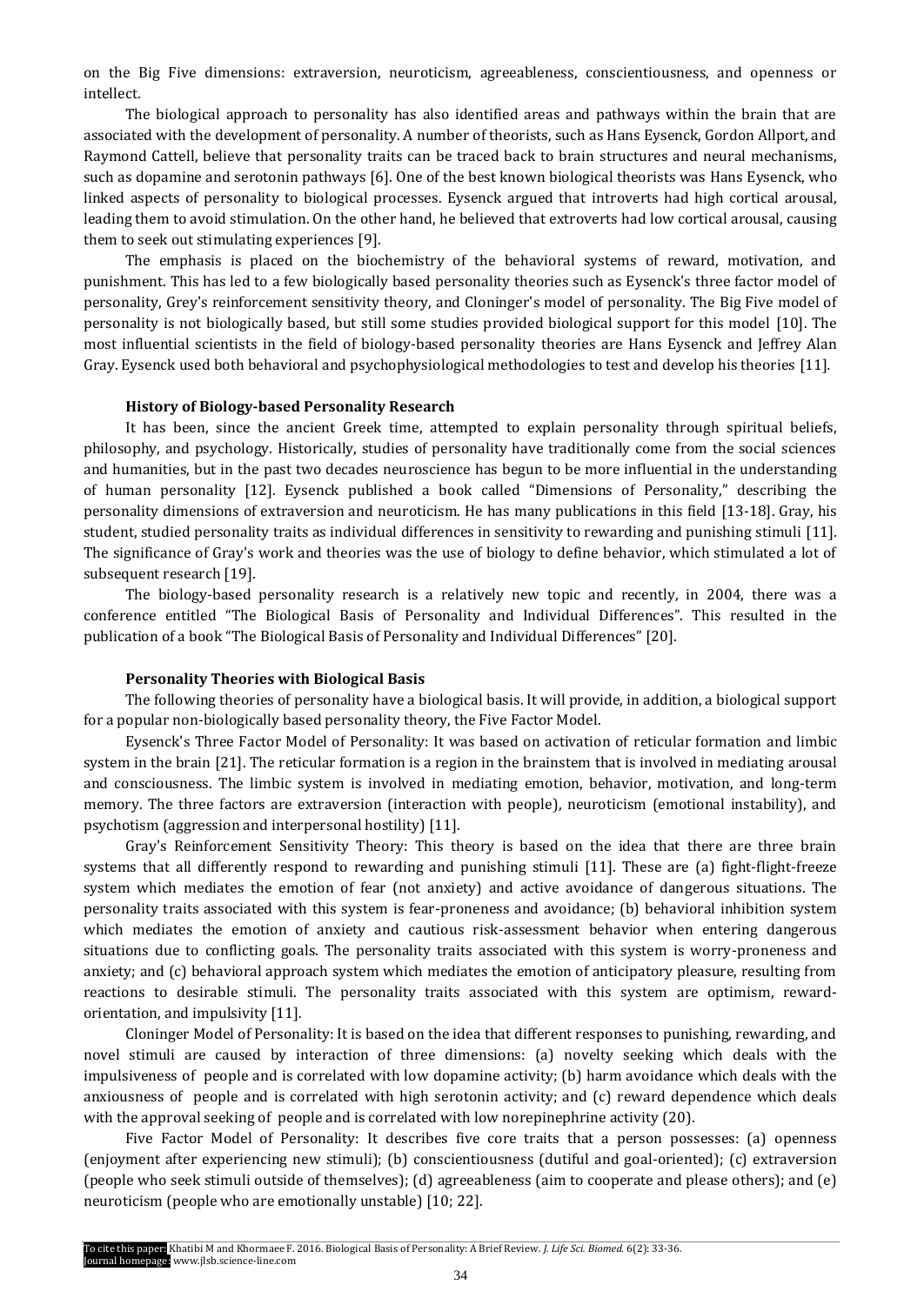on the Big Five dimensions: extraversion, neuroticism, agreeableness, conscientiousness, and openness or intellect.

The biological approach to personality has also identified areas and pathways within the brain that are associated with the development of personality. A number of theorists, such as Hans Eysenck, Gordon Allport, and Raymond Cattell, believe that personality traits can be traced back to brain structures and neural mechanisms, such as dopamine and serotonin pathways [6]. One of the best known biological theorists was Hans Eysenck, who linked aspects of personality to biological processes. Eysenck argued that introverts had high cortical arousal, leading them to avoid stimulation. On the other hand, he believed that extroverts had low cortical arousal, causing them to seek out stimulating experiences [9].

The emphasis is placed on the biochemistry of the behavioral systems of reward, motivation, and punishment. This has led to a few biologically based personality theories such as Eysenck's three factor model of personality, Grey's reinforcement sensitivity theory, and Cloninger's model of personality. The Big Five model of personality is not biologically based, but still some studies provided biological support for this model [10]. The most influential scientists in the field of biology-based personality theories are Hans Eysenck and Jeffrey Alan Gray. Eysenck used both behavioral and psychophysiological methodologies to test and develop his theories [11].

**History of Biology-based Personality Research**

It has been, since the ancient Greek time, attempted to explain personality through spiritual beliefs, philosophy, and psychology. Historically, studies of personality have traditionally come from the social sciences and humanities, but in the past two decades neuroscience has begun to be more influential in the understanding of human personality [12]. Eysenck published a book called "Dimensions of Personality," describing the personality dimensions of extraversion and neuroticism. He has many publications in this field [13-18]. Gray, his student, studied personality traits as individual differences in sensitivity to rewarding and punishing stimuli [11]. The significance of Gray's work and theories was the use of biology to define behavior, which stimulated a lot of subsequent research [19].

The biology-based personality research is a relatively new topic and recently, in 2004, there was a conference entitled "The Biological Basis of Personality and Individual Differences". This resulted in the publication of a book "The Biological Basis of Personality and Individual Differences" [20].

**Personality Theories with Biological Basis**

The following theories of personality have a biological basis. It will provide, in addition, a biological support for a popular non-biologically based personality theory, the Five Factor Model.

Eysenck's Three Factor Model of Personality: It was based on activation of reticular formation and limbic system in the brain [21]. The reticular formation is a region in the brainstem that is involved in mediating arousal and consciousness. The limbic system is involved in mediating emotion, behavior, motivation, and long-term memory. The three factors are extraversion (interaction with people), neuroticism (emotional instability), and psychotism (aggression and interpersonal hostility) [11].

Gray's Reinforcement Sensitivity Theory: This theory is based on the idea that there are three brain systems that all differently respond to rewarding and punishing stimuli [11]. These are (a) fight-flight-freeze system which mediates the emotion of fear (not anxiety) and active avoidance of dangerous situations. The personality traits associated with this system is fear-proneness and avoidance; (b) behavioral inhibition system which mediates the emotion of anxiety and cautious risk-assessment behavior when entering dangerous situations due to conflicting goals. The personality traits associated with this system is worry-proneness and anxiety; and (c) behavioral approach system which mediates the emotion of anticipatory pleasure, resulting from reactions to desirable stimuli. The personality traits associated with this system are optimism, reward-orientation, and impulsivity [11].

Cloninger Model of Personality: It is based on the idea that different responses to punishing, rewarding, and novel stimuli are caused by interaction of three dimensions: (a) novelty seeking which deals with the impulsiveness of people and is correlated with low dopamine activity; (b) harm avoidance which deals with the anxiousness of people and is correlated with high serotonin activity; and (c) reward dependence which deals with the approval seeking of people and is correlated with low norepinephrine activity (20).

Five Factor Model of Personality: It describes five core traits that a person possesses: (a) openness (enjoyment after experiencing new stimuli); (b) conscientiousness (dutiful and goal-oriented); (c) extraversion (people who seek stimuli outside of themselves); (d) agreeableness (aim to cooperate and please others); and (e) neuroticism (people who are emotionally unstable) [10; 22].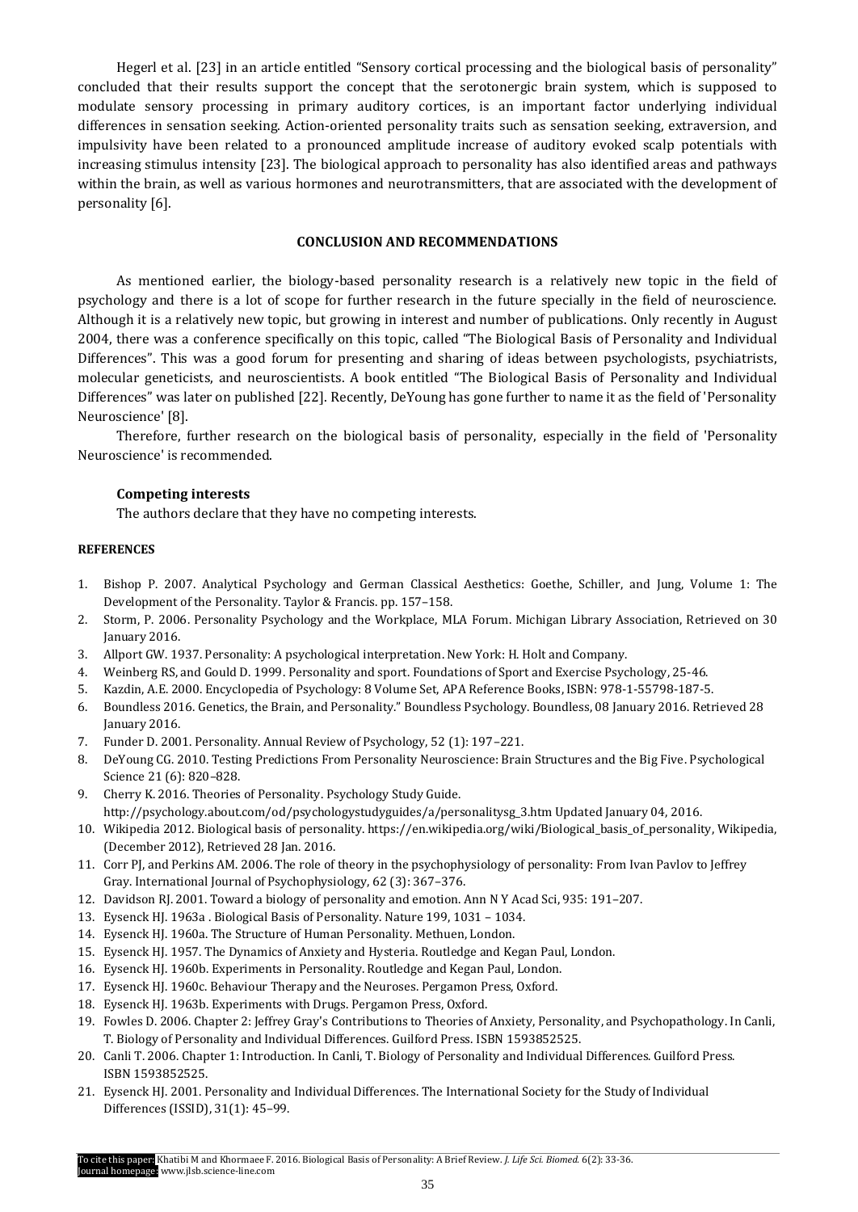Hegerl et al. [23] in an article entitled "Sensory cortical processing and the biological basis of personality" concluded that their results support the concept that the serotonergic brain system, which is supposed to modulate sensory processing in primary auditory cortices, is an important factor underlying individual differences in sensation seeking. Action-oriented personality traits such as sensation seeking, extraversion, and impulsivity have been related to a pronounced amplitude increase of auditory evoked scalp potentials with increasing stimulus intensity [23]. The biological approach to personality has also identified areas and pathways within the brain, as well as various hormones and neurotransmitters, that are associated with the development of personality [6].

## CONCLUSION AND RECOMMENDATIONS

As mentioned earlier, the biology-based personality research is a relatively new topic in the field of psychology and there is a lot of scope for further research in the future specially in the field of neuroscience. Although it is a relatively new topic, but growing in interest and number of publications. Only recently in August 2004, there was a conference specifically on this topic, called "The Biological Basis of Personality and Individual Differences". This was a good forum for presenting and sharing of ideas between psychologists, psychiatrists, molecular geneticists, and neuroscientists. A book entitled "The Biological Basis of Personality and Individual Differences" was later on published [22]. Recently, DeYoung has gone further to name it as the field of 'Personality Neuroscience' [8].

Therefore, further research on the biological basis of personality, especially in the field of 'Personality Neuroscience' is recommended.

### Competing interests

The authors declare that they have no competing interests.

## REFERENCES

1. Bishop P. 2007. Analytical Psychology and German Classical Aesthetics: Goethe, Schiller, and Jung, Volume 1: The Development of the Personality. Taylor & Francis. pp. 157–158.
2. Storm, P. 2006. Personality Psychology and the Workplace, MLA Forum. Michigan Library Association, Retrieved on 30 January 2016.
3. Allport GW. 1937. Personality: A psychological interpretation. New York: H. Holt and Company.
4. Weinberg RS, and Gould D. 1999. Personality and sport. Foundations of Sport and Exercise Psychology, 25-46.
5. Kazdin, A.E. 2000. Encyclopedia of Psychology: 8 Volume Set, APA Reference Books, ISBN: 978-1-55798-187-5.
6. Boundless 2016. Genetics, the Brain, and Personality." Boundless Psychology. Boundless, 08 January 2016. Retrieved 28 January 2016.
7. Funder D. 2001. Personality. Annual Review of Psychology, 52 (1): 197–221.
8. DeYoung CG. 2010. Testing Predictions From Personality Neuroscience: Brain Structures and the Big Five. Psychological Science 21 (6): 820–828.
9. Cherry K. 2016. Theories of Personality. Psychology Study Guide. http://psychology.about.com/od/psychologystudyguides/a/personalitysg_3.htm Updated January 04, 2016.
10. Wikipedia 2012. Biological basis of personality. https://en.wikipedia.org/wiki/Biological_basis_of_personality, Wikipedia, (December 2012), Retrieved 28 Jan. 2016.
11. Corr PJ, and Perkins AM. 2006. The role of theory in the psychophysiology of personality: From Ivan Pavlov to Jeffrey Gray. International Journal of Psychophysiology, 62 (3): 367–376.
12. Davidson RJ. 2001. Toward a biology of personality and emotion. Ann N Y Acad Sci, 935: 191–207.
13. Eysenck HJ. 1963a . Biological Basis of Personality. Nature 199, 1031 – 1034.
14. Eysenck HJ. 1960a. The Structure of Human Personality. Methuen, London.
15. Eysenck HJ. 1957. The Dynamics of Anxiety and Hysteria. Routledge and Kegan Paul, London.
16. Eysenck HJ. 1960b. Experiments in Personality. Routledge and Kegan Paul, London.
17. Eysenck HJ. 1960c. Behaviour Therapy and the Neuroses. Pergamon Press, Oxford.
18. Eysenck HJ. 1963b. Experiments with Drugs. Pergamon Press, Oxford.
19. Fowles D. 2006. Chapter 2: Jeffrey Gray's Contributions to Theories of Anxiety, Personality, and Psychopathology. In Canli, T. Biology of Personality and Individual Differences. Guilford Press. ISBN 1593852525.
20. Canli T. 2006. Chapter 1: Introduction. In Canli, T. Biology of Personality and Individual Differences. Guilford Press. ISBN 1593852525.
21. Eysenck HJ. 2001. Personality and Individual Differences. The International Society for the Study of Individual Differences (ISSID), 31(1): 45–99.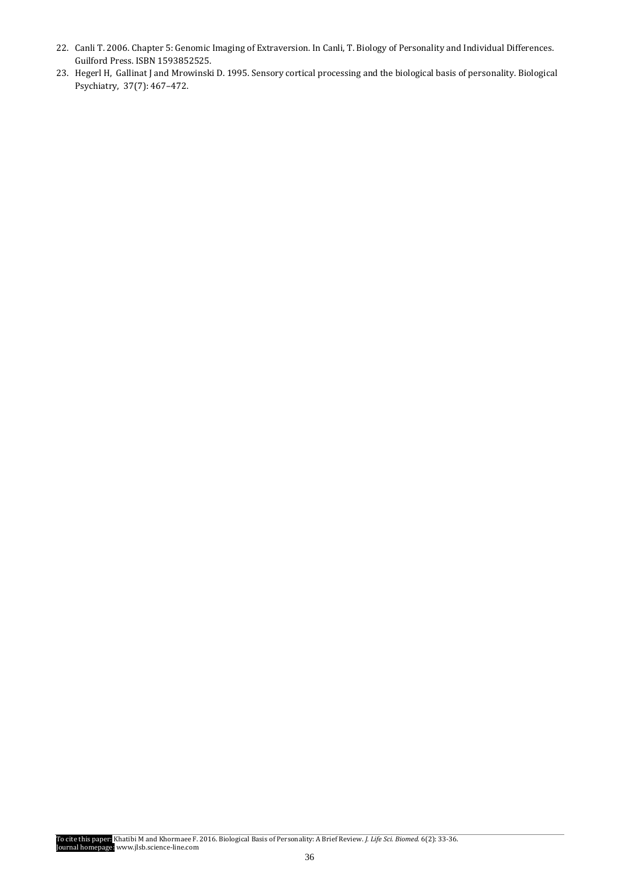22. Canli T. 2006. Chapter 5: Genomic Imaging of Extraversion. In Canli, T. Biology of Personality and Individual Differences. Guilford Press. ISBN 1593852525.
23. Hegerl H, Gallinat J and Mrowinski D. 1995. Sensory cortical processing and the biological basis of personality. Biological Psychiatry, 37(7): 467–472.